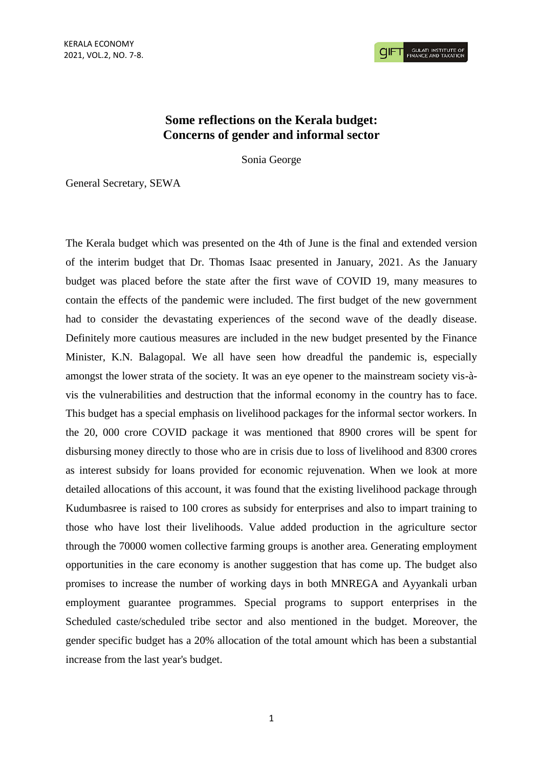# Some reflections on the Kerala budget: Concerns of gender and informal sector

Sonia George

General Secretary, SEWA

The Kerala budget which was presented on the 4th of June is the final and extended version of the interim budget that Dr. Thomas Isaac presented in January, 2021. As the January budget was placed before the state after the first wave of COVID 19, many measures to contain the effects of the pandemic were included. The first budget of the new government had to consider the devastating experiences of the second wave of the deadly disease. Definitely more cautious measures are included in the new budget presented by the Finance Minister, K.N. Balagopal. We all have seen how dreadful the pandemic is, especially amongst the lower strata of the society. It was an eye opener to the mainstream society vis-à-vis the vulnerabilities and destruction that the informal economy in the country has to face. This budget has a special emphasis on livelihood packages for the informal sector workers. In the 20, 000 crore COVID package it was mentioned that 8900 crores will be spent for disbursing money directly to those who are in crisis due to loss of livelihood and 8300 crores as interest subsidy for loans provided for economic rejuvenation. When we look at more detailed allocations of this account, it was found that the existing livelihood package through Kudumbasree is raised to 100 crores as subsidy for enterprises and also to impart training to those who have lost their livelihoods. Value added production in the agriculture sector through the 70000 women collective farming groups is another area. Generating employment opportunities in the care economy is another suggestion that has come up. The budget also promises to increase the number of working days in both MNREGA and Ayyankali urban employment guarantee programmes. Special programs to support enterprises in the Scheduled caste/scheduled tribe sector and also mentioned in the budget. Moreover, the gender specific budget has a 20% allocation of the total amount which has been a substantial increase from the last year's budget.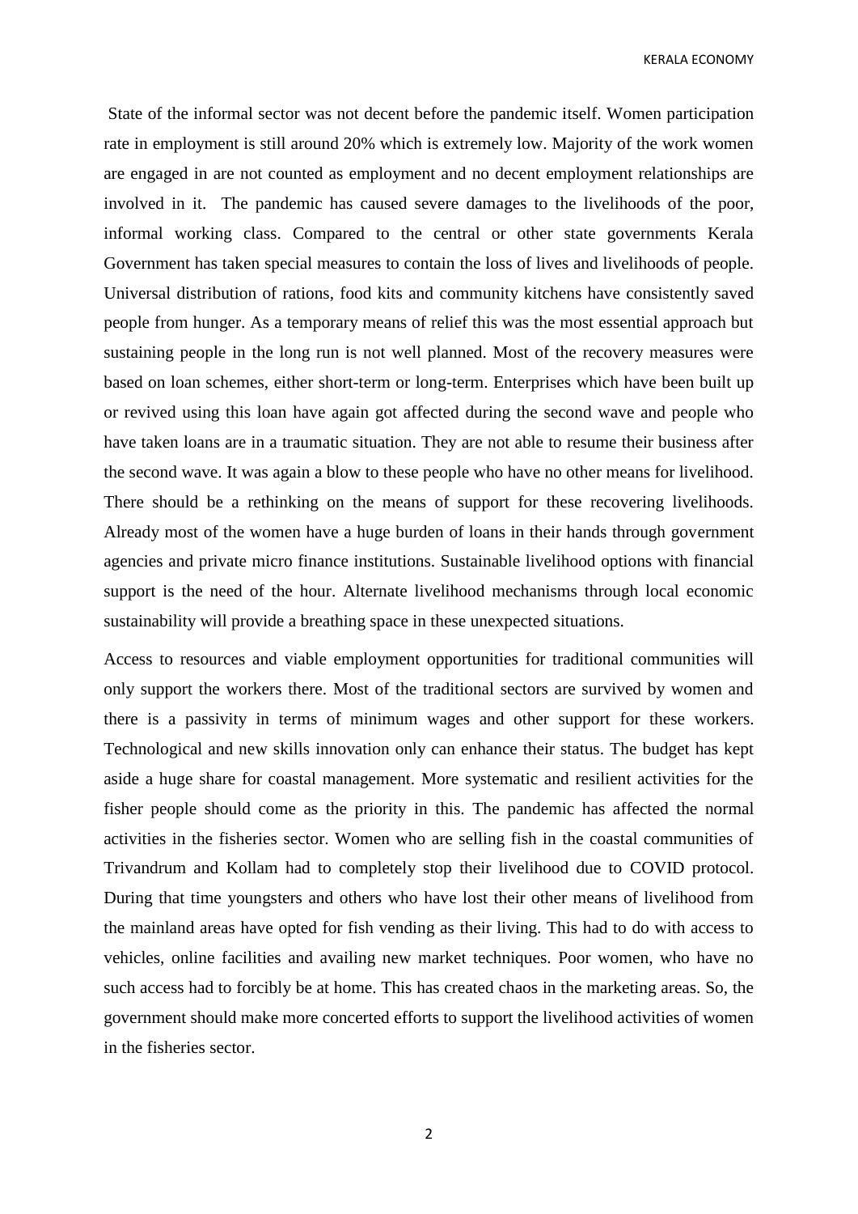State of the informal sector was not decent before the pandemic itself. Women participation rate in employment is still around 20% which is extremely low. Majority of the work women are engaged in are not counted as employment and no decent employment relationships are involved in it. The pandemic has caused severe damages to the livelihoods of the poor, informal working class. Compared to the central or other state governments Kerala Government has taken special measures to contain the loss of lives and livelihoods of people. Universal distribution of rations, food kits and community kitchens have consistently saved people from hunger. As a temporary means of relief this was the most essential approach but sustaining people in the long run is not well planned. Most of the recovery measures were based on loan schemes, either short-term or long-term. Enterprises which have been built up or revived using this loan have again got affected during the second wave and people who have taken loans are in a traumatic situation. They are not able to resume their business after the second wave. It was again a blow to these people who have no other means for livelihood. There should be a rethinking on the means of support for these recovering livelihoods. Already most of the women have a huge burden of loans in their hands through government agencies and private micro finance institutions. Sustainable livelihood options with financial support is the need of the hour. Alternate livelihood mechanisms through local economic sustainability will provide a breathing space in these unexpected situations.

Access to resources and viable employment opportunities for traditional communities will only support the workers there. Most of the traditional sectors are survived by women and there is a passivity in terms of minimum wages and other support for these workers. Technological and new skills innovation only can enhance their status. The budget has kept aside a huge share for coastal management. More systematic and resilient activities for the fisher people should come as the priority in this. The pandemic has affected the normal activities in the fisheries sector. Women who are selling fish in the coastal communities of Trivandrum and Kollam had to completely stop their livelihood due to COVID protocol. During that time youngsters and others who have lost their other means of livelihood from the mainland areas have opted for fish vending as their living. This had to do with access to vehicles, online facilities and availing new market techniques. Poor women, who have no such access had to forcibly be at home. This has created chaos in the marketing areas. So, the government should make more concerted efforts to support the livelihood activities of women in the fisheries sector.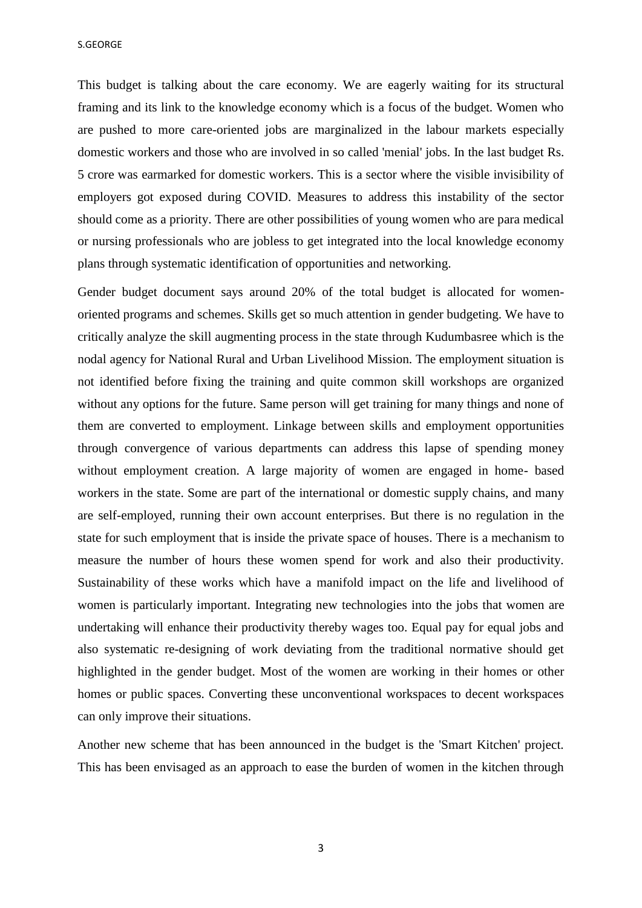This budget is talking about the care economy. We are eagerly waiting for its structural framing and its link to the knowledge economy which is a focus of the budget. Women who are pushed to more care-oriented jobs are marginalized in the labour markets especially domestic workers and those who are involved in so called 'menial' jobs. In the last budget Rs. 5 crore was earmarked for domestic workers. This is a sector where the visible invisibility of employers got exposed during COVID. Measures to address this instability of the sector should come as a priority. There are other possibilities of young women who are para medical or nursing professionals who are jobless to get integrated into the local knowledge economy plans through systematic identification of opportunities and networking.

Gender budget document says around 20% of the total budget is allocated for women-oriented programs and schemes. Skills get so much attention in gender budgeting. We have to critically analyze the skill augmenting process in the state through Kudumbasree which is the nodal agency for National Rural and Urban Livelihood Mission. The employment situation is not identified before fixing the training and quite common skill workshops are organized without any options for the future. Same person will get training for many things and none of them are converted to employment. Linkage between skills and employment opportunities through convergence of various departments can address this lapse of spending money without employment creation. A large majority of women are engaged in home- based workers in the state. Some are part of the international or domestic supply chains, and many are self-employed, running their own account enterprises. But there is no regulation in the state for such employment that is inside the private space of houses. There is a mechanism to measure the number of hours these women spend for work and also their productivity. Sustainability of these works which have a manifold impact on the life and livelihood of women is particularly important. Integrating new technologies into the jobs that women are undertaking will enhance their productivity thereby wages too. Equal pay for equal jobs and also systematic re-designing of work deviating from the traditional normative should get highlighted in the gender budget. Most of the women are working in their homes or other homes or public spaces. Converting these unconventional workspaces to decent workspaces can only improve their situations.

Another new scheme that has been announced in the budget is the 'Smart Kitchen' project. This has been envisaged as an approach to ease the burden of women in the kitchen through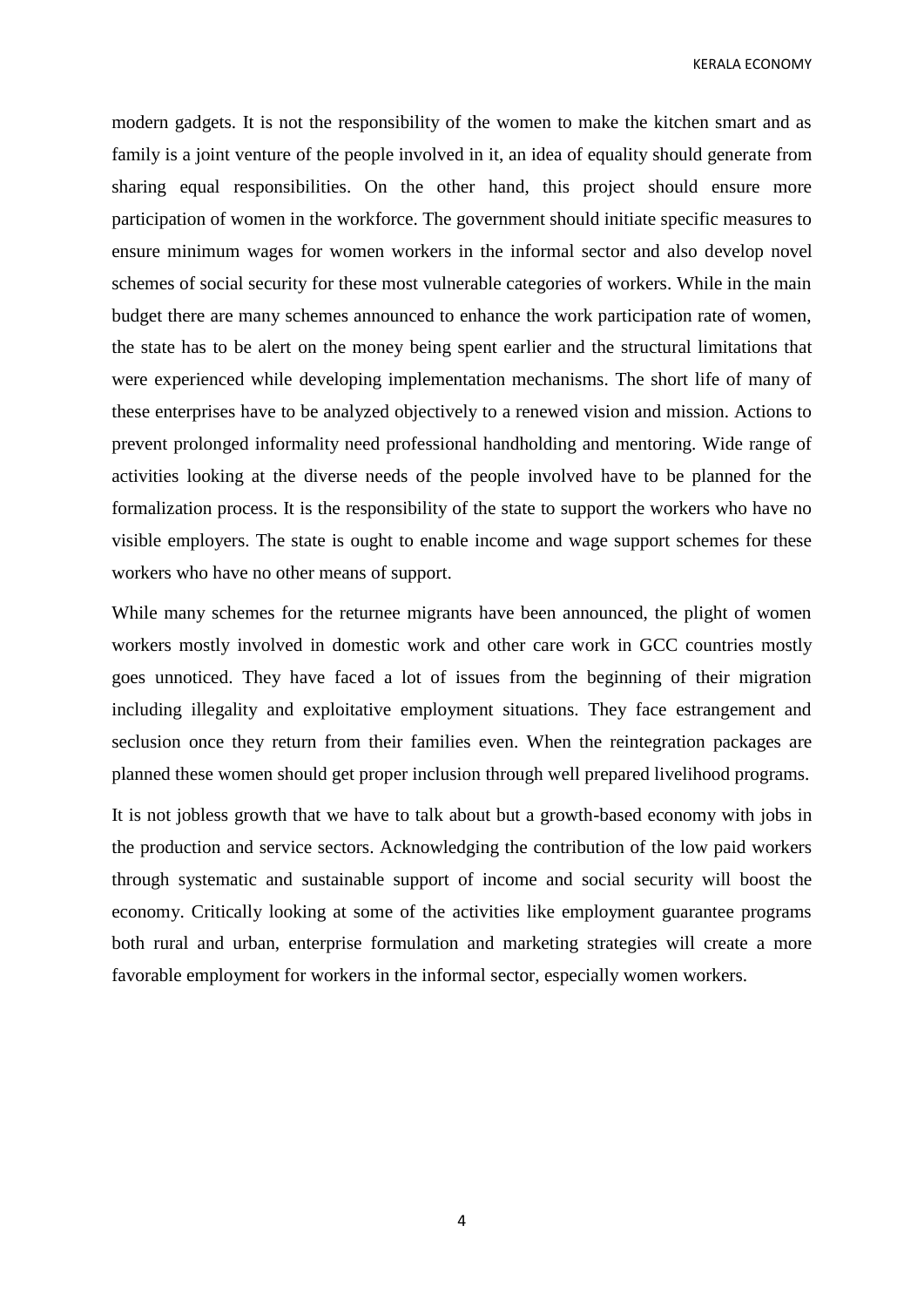modern gadgets. It is not the responsibility of the women to make the kitchen smart and as family is a joint venture of the people involved in it, an idea of equality should generate from sharing equal responsibilities. On the other hand, this project should ensure more participation of women in the workforce. The government should initiate specific measures to ensure minimum wages for women workers in the informal sector and also develop novel schemes of social security for these most vulnerable categories of workers. While in the main budget there are many schemes announced to enhance the work participation rate of women, the state has to be alert on the money being spent earlier and the structural limitations that were experienced while developing implementation mechanisms. The short life of many of these enterprises have to be analyzed objectively to a renewed vision and mission. Actions to prevent prolonged informality need professional handholding and mentoring. Wide range of activities looking at the diverse needs of the people involved have to be planned for the formalization process. It is the responsibility of the state to support the workers who have no visible employers. The state is ought to enable income and wage support schemes for these workers who have no other means of support.

While many schemes for the returnee migrants have been announced, the plight of women workers mostly involved in domestic work and other care work in GCC countries mostly goes unnoticed. They have faced a lot of issues from the beginning of their migration including illegality and exploitative employment situations. They face estrangement and seclusion once they return from their families even. When the reintegration packages are planned these women should get proper inclusion through well prepared livelihood programs.

It is not jobless growth that we have to talk about but a growth-based economy with jobs in the production and service sectors. Acknowledging the contribution of the low paid workers through systematic and sustainable support of income and social security will boost the economy. Critically looking at some of the activities like employment guarantee programs both rural and urban, enterprise formulation and marketing strategies will create a more favorable employment for workers in the informal sector, especially women workers.